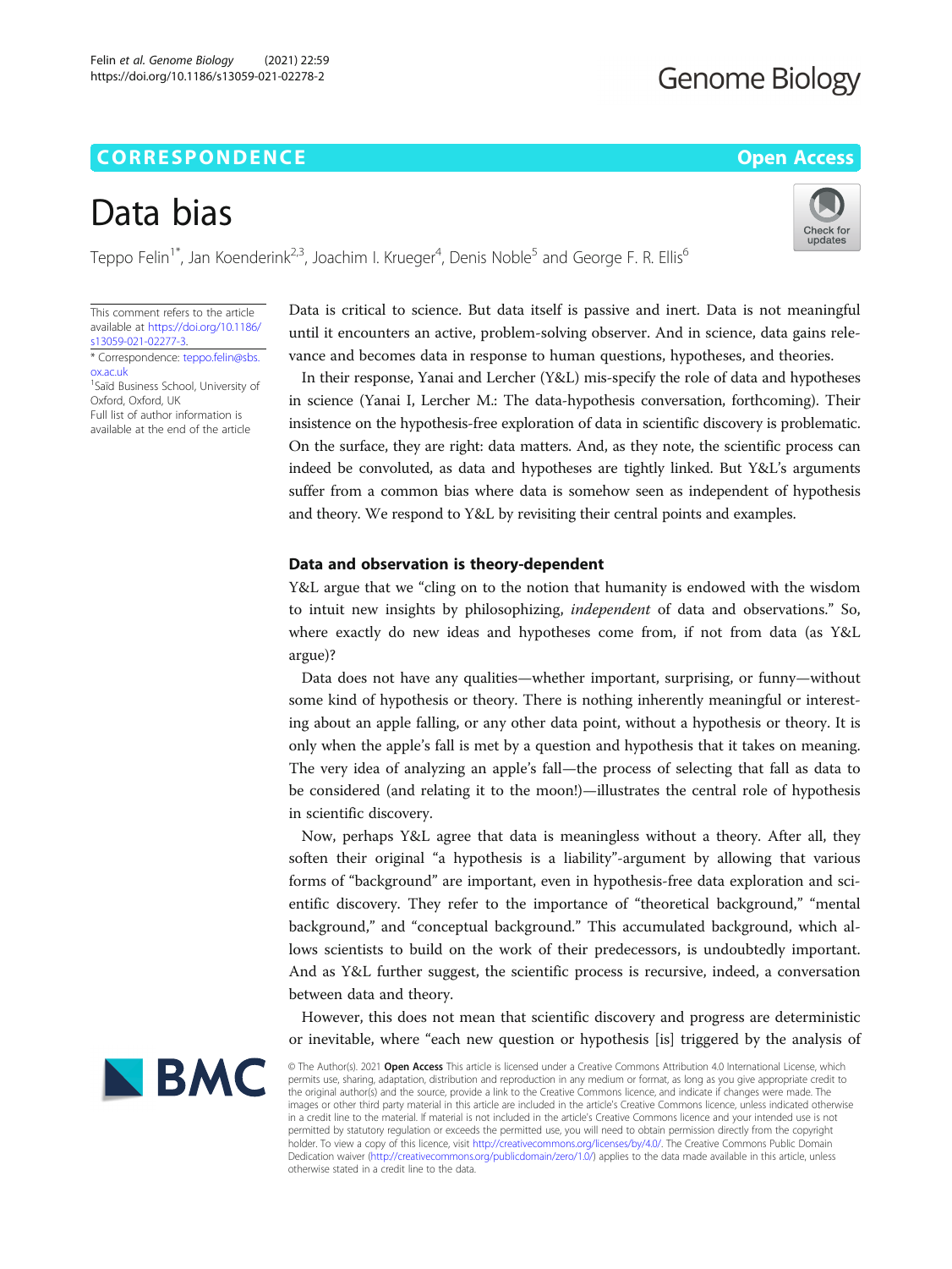CORRESPONDENCE

Open Access

# Data bias

Teppo Felin[1*], Jan Koenderink[2,3], Joachim I. Krueger[4], Denis Noble[5] and George F. R. Ellis[6]

This comment refers to the article available at https://doi.org/10.1186/s13059-021-02277-3.

\* Correspondence: teppo.felin@sbs.ox.ac.uk

[1]Saïd Business School, University of Oxford, Oxford, UK

Full list of author information is available at the end of the article

Data is critical to science. But data itself is passive and inert. Data is not meaningful until it encounters an active, problem-solving observer. And in science, data gains relevance and becomes data in response to human questions, hypotheses, and theories.

In their response, Yanai and Lercher (Y&L) mis-specify the role of data and hypotheses in science (Yanai I, Lercher M.: The data-hypothesis conversation, forthcoming). Their insistence on the hypothesis-free exploration of data in scientific discovery is problematic. On the surface, they are right: data matters. And, as they note, the scientific process can indeed be convoluted, as data and hypotheses are tightly linked. But Y&L's arguments suffer from a common bias where data is somehow seen as independent of hypothesis and theory. We respond to Y&L by revisiting their central points and examples.

## Data and observation is theory-dependent

Y&L argue that we "cling on to the notion that humanity is endowed with the wisdom to intuit new insights by philosophizing, *independent* of data and observations." So, where exactly do new ideas and hypotheses come from, if not from data (as Y&L argue)?

Data does not have any qualities—whether important, surprising, or funny—without some kind of hypothesis or theory. There is nothing inherently meaningful or interesting about an apple falling, or any other data point, without a hypothesis or theory. It is only when the apple's fall is met by a question and hypothesis that it takes on meaning. The very idea of analyzing an apple's fall—the process of selecting that fall as data to be considered (and relating it to the moon!)—illustrates the central role of hypothesis in scientific discovery.

Now, perhaps Y&L agree that data is meaningless without a theory. After all, they soften their original "a hypothesis is a liability"-argument by allowing that various forms of "background" are important, even in hypothesis-free data exploration and scientific discovery. They refer to the importance of "theoretical background," "mental background," and "conceptual background." This accumulated background, which allows scientists to build on the work of their predecessors, is undoubtedly important. And as Y&L further suggest, the scientific process is recursive, indeed, a conversation between data and theory.

However, this does not mean that scientific discovery and progress are deterministic or inevitable, where "each new question or hypothesis [is] triggered by the analysis of

© The Author(s). 2021 **Open Access** This article is licensed under a Creative Commons Attribution 4.0 International License, which permits use, sharing, adaptation, distribution and reproduction in any medium or format, as long as you give appropriate credit to the original author(s) and the source, provide a link to the Creative Commons licence, and indicate if changes were made. The images or other third party material in this article are included in the article's Creative Commons licence, unless indicated otherwise in a credit line to the material. If material is not included in the article's Creative Commons licence and your intended use is not permitted by statutory regulation or exceeds the permitted use, you will need to obtain permission directly from the copyright holder. To view a copy of this licence, visit http://creativecommons.org/licenses/by/4.0/. The Creative Commons Public Domain Dedication waiver (http://creativecommons.org/publicdomain/zero/1.0/) applies to the data made available in this article, unless otherwise stated in a credit line to the data.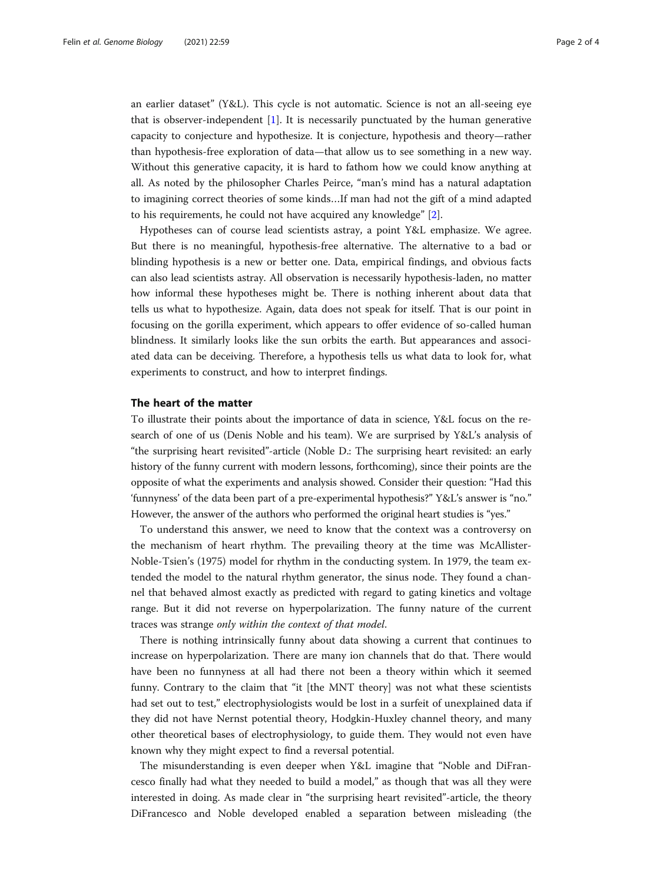an earlier dataset" (Y&L). This cycle is not automatic. Science is not an all-seeing eye that is observer-independent [1]. It is necessarily punctuated by the human generative capacity to conjecture and hypothesize. It is conjecture, hypothesis and theory—rather than hypothesis-free exploration of data—that allow us to see something in a new way. Without this generative capacity, it is hard to fathom how we could know anything at all. As noted by the philosopher Charles Peirce, "man's mind has a natural adaptation to imagining correct theories of some kinds…If man had not the gift of a mind adapted to his requirements, he could not have acquired any knowledge" [2].

Hypotheses can of course lead scientists astray, a point Y&L emphasize. We agree. But there is no meaningful, hypothesis-free alternative. The alternative to a bad or blinding hypothesis is a new or better one. Data, empirical findings, and obvious facts can also lead scientists astray. All observation is necessarily hypothesis-laden, no matter how informal these hypotheses might be. There is nothing inherent about data that tells us what to hypothesize. Again, data does not speak for itself. That is our point in focusing on the gorilla experiment, which appears to offer evidence of so-called human blindness. It similarly looks like the sun orbits the earth. But appearances and associated data can be deceiving. Therefore, a hypothesis tells us what data to look for, what experiments to construct, and how to interpret findings.

## The heart of the matter

To illustrate their points about the importance of data in science, Y&L focus on the research of one of us (Denis Noble and his team). We are surprised by Y&L's analysis of "the surprising heart revisited"-article (Noble D.: The surprising heart revisited: an early history of the funny current with modern lessons, forthcoming), since their points are the opposite of what the experiments and analysis showed. Consider their question: "Had this 'funnyness' of the data been part of a pre-experimental hypothesis?" Y&L's answer is "no." However, the answer of the authors who performed the original heart studies is "yes."

To understand this answer, we need to know that the context was a controversy on the mechanism of heart rhythm. The prevailing theory at the time was McAllister-Noble-Tsien's (1975) model for rhythm in the conducting system. In 1979, the team extended the model to the natural rhythm generator, the sinus node. They found a channel that behaved almost exactly as predicted with regard to gating kinetics and voltage range. But it did not reverse on hyperpolarization. The funny nature of the current traces was strange *only within the context of that model.*

There is nothing intrinsically funny about data showing a current that continues to increase on hyperpolarization. There are many ion channels that do that. There would have been no funnyness at all had there not been a theory within which it seemed funny. Contrary to the claim that "it [the MNT theory] was not what these scientists had set out to test," electrophysiologists would be lost in a surfeit of unexplained data if they did not have Nernst potential theory, Hodgkin-Huxley channel theory, and many other theoretical bases of electrophysiology, to guide them. They would not even have known why they might expect to find a reversal potential.

The misunderstanding is even deeper when Y&L imagine that "Noble and DiFrancesco finally had what they needed to build a model," as though that was all they were interested in doing. As made clear in "the surprising heart revisited"-article, the theory DiFrancesco and Noble developed enabled a separation between misleading (the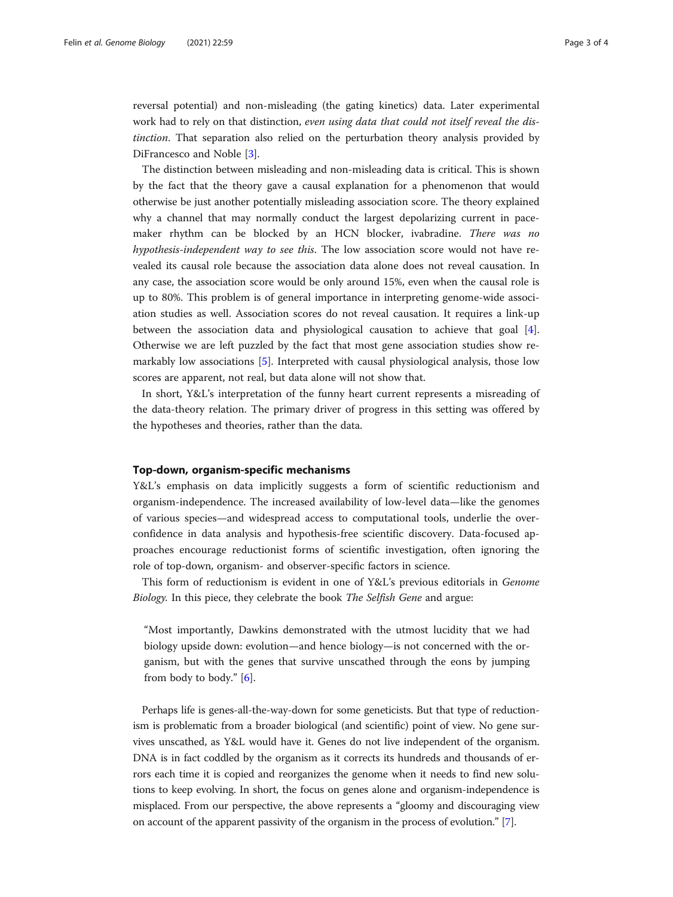reversal potential) and non-misleading (the gating kinetics) data. Later experimental work had to rely on that distinction, *even using data that could not itself reveal the distinction*. That separation also relied on the perturbation theory analysis provided by DiFrancesco and Noble [3].

The distinction between misleading and non-misleading data is critical. This is shown by the fact that the theory gave a causal explanation for a phenomenon that would otherwise be just another potentially misleading association score. The theory explained why a channel that may normally conduct the largest depolarizing current in pacemaker rhythm can be blocked by an HCN blocker, ivabradine. *There was no hypothesis-independent way to see this*. The low association score would not have revealed its causal role because the association data alone does not reveal causation. In any case, the association score would be only around 15%, even when the causal role is up to 80%. This problem is of general importance in interpreting genome-wide association studies as well. Association scores do not reveal causation. It requires a link-up between the association data and physiological causation to achieve that goal [4]. Otherwise we are left puzzled by the fact that most gene association studies show remarkably low associations [5]. Interpreted with causal physiological analysis, those low scores are apparent, not real, but data alone will not show that.

In short, Y&L's interpretation of the funny heart current represents a misreading of the data-theory relation. The primary driver of progress in this setting was offered by the hypotheses and theories, rather than the data.

## Top-down, organism-specific mechanisms

Y&L's emphasis on data implicitly suggests a form of scientific reductionism and organism-independence. The increased availability of low-level data—like the genomes of various species—and widespread access to computational tools, underlie the overconfidence in data analysis and hypothesis-free scientific discovery. Data-focused approaches encourage reductionist forms of scientific investigation, often ignoring the role of top-down, organism- and observer-specific factors in science.

This form of reductionism is evident in one of Y&L's previous editorials in *Genome Biology*. In this piece, they celebrate the book *The Selfish Gene* and argue:

> "Most importantly, Dawkins demonstrated with the utmost lucidity that we had biology upside down: evolution—and hence biology—is not concerned with the organism, but with the genes that survive unscathed through the eons by jumping from body to body." [6].

Perhaps life is genes-all-the-way-down for some geneticists. But that type of reductionism is problematic from a broader biological (and scientific) point of view. No gene survives unscathed, as Y&L would have it. Genes do not live independent of the organism. DNA is in fact coddled by the organism as it corrects its hundreds and thousands of errors each time it is copied and reorganizes the genome when it needs to find new solutions to keep evolving. In short, the focus on genes alone and organism-independence is misplaced. From our perspective, the above represents a "gloomy and discouraging view on account of the apparent passivity of the organism in the process of evolution." [7].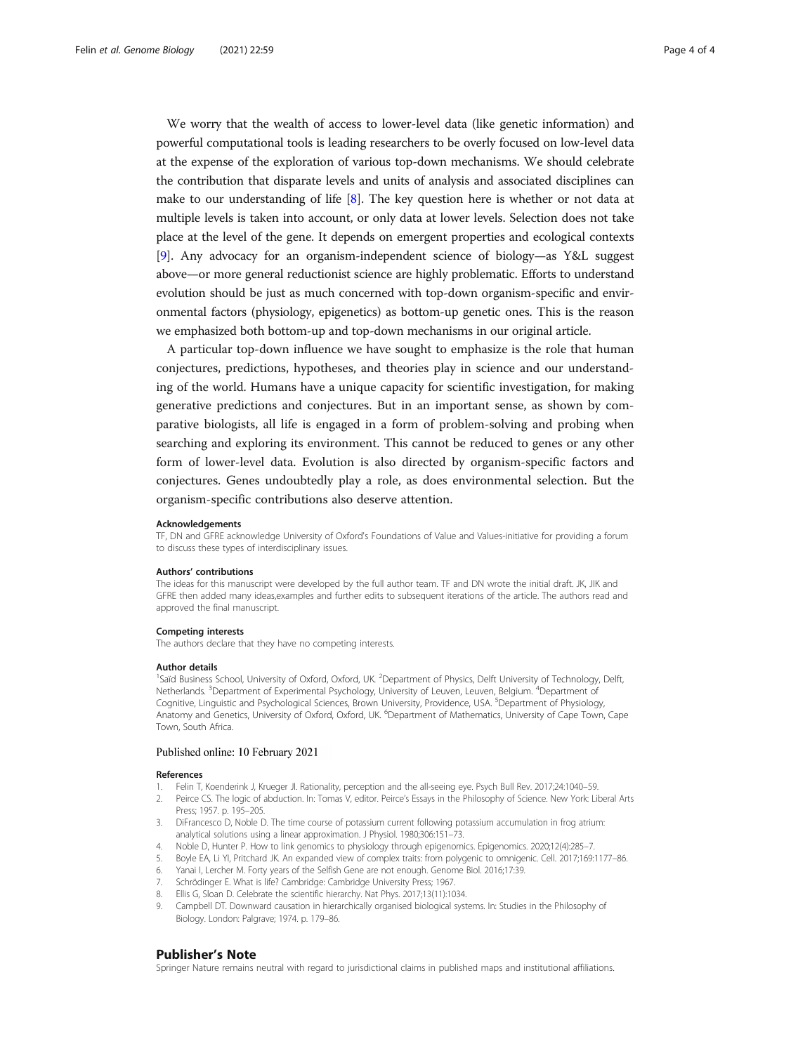We worry that the wealth of access to lower-level data (like genetic information) and powerful computational tools is leading researchers to be overly focused on low-level data at the expense of the exploration of various top-down mechanisms. We should celebrate the contribution that disparate levels and units of analysis and associated disciplines can make to our understanding of life [8]. The key question here is whether or not data at multiple levels is taken into account, or only data at lower levels. Selection does not take place at the level of the gene. It depends on emergent properties and ecological contexts [9]. Any advocacy for an organism-independent science of biology—as Y&L suggest above—or more general reductionist science are highly problematic. Efforts to understand evolution should be just as much concerned with top-down organism-specific and environmental factors (physiology, epigenetics) as bottom-up genetic ones. This is the reason we emphasized both bottom-up and top-down mechanisms in our original article.

A particular top-down influence we have sought to emphasize is the role that human conjectures, predictions, hypotheses, and theories play in science and our understanding of the world. Humans have a unique capacity for scientific investigation, for making generative predictions and conjectures. But in an important sense, as shown by comparative biologists, all life is engaged in a form of problem-solving and probing when searching and exploring its environment. This cannot be reduced to genes or any other form of lower-level data. Evolution is also directed by organism-specific factors and conjectures. Genes undoubtedly play a role, as does environmental selection. But the organism-specific contributions also deserve attention.

#### Acknowledgements

TF, DN and GFRE acknowledge University of Oxford's Foundations of Value and Values-initiative for providing a forum to discuss these types of interdisciplinary issues.

#### Authors' contributions

The ideas for this manuscript were developed by the full author team. TF and DN wrote the initial draft. JK, JIK and GFRE then added many ideas,examples and further edits to subsequent iterations of the article. The authors read and approved the final manuscript.

#### Competing interests

The authors declare that they have no competing interests.

#### Author details

[1]Saïd Business School, University of Oxford, Oxford, UK. [2]Department of Physics, Delft University of Technology, Delft, Netherlands. [3]Department of Experimental Psychology, University of Leuven, Leuven, Belgium. [4]Department of Cognitive, Linguistic and Psychological Sciences, Brown University, Providence, USA. [5]Department of Physiology, Anatomy and Genetics, University of Oxford, Oxford, UK. [6]Department of Mathematics, University of Cape Town, Cape Town, South Africa.

Published online: 10 February 2021

#### References

1. Felin T, Koenderink J, Krueger JI. Rationality, perception and the all-seeing eye. Psych Bull Rev. 2017;24:1040–59.
2. Peirce CS. The logic of abduction. In: Tomas V, editor. Peirce's Essays in the Philosophy of Science. New York: Liberal Arts Press; 1957. p. 195–205.
3. DiFrancesco D, Noble D. The time course of potassium current following potassium accumulation in frog atrium: analytical solutions using a linear approximation. J Physiol. 1980;306:151–73.
4. Noble D, Hunter P. How to link genomics to physiology through epigenomics. Epigenomics. 2020;12(4):285–7.
5. Boyle EA, Li YI, Pritchard JK. An expanded view of complex traits: from polygenic to omnigenic. Cell. 2017;169:1177–86.
6. Yanai I, Lercher M. Forty years of the Selfish Gene are not enough. Genome Biol. 2016;17:39.
7. Schrödinger E. What is life? Cambridge: Cambridge University Press; 1967.
8. Ellis G, Sloan D. Celebrate the scientific hierarchy. Nat Phys. 2017;13(11):1034.
9. Campbell DT. Downward causation in hierarchically organised biological systems. In: Studies in the Philosophy of Biology. London: Palgrave; 1974. p. 179–86.

## Publisher's Note

Springer Nature remains neutral with regard to jurisdictional claims in published maps and institutional affiliations.